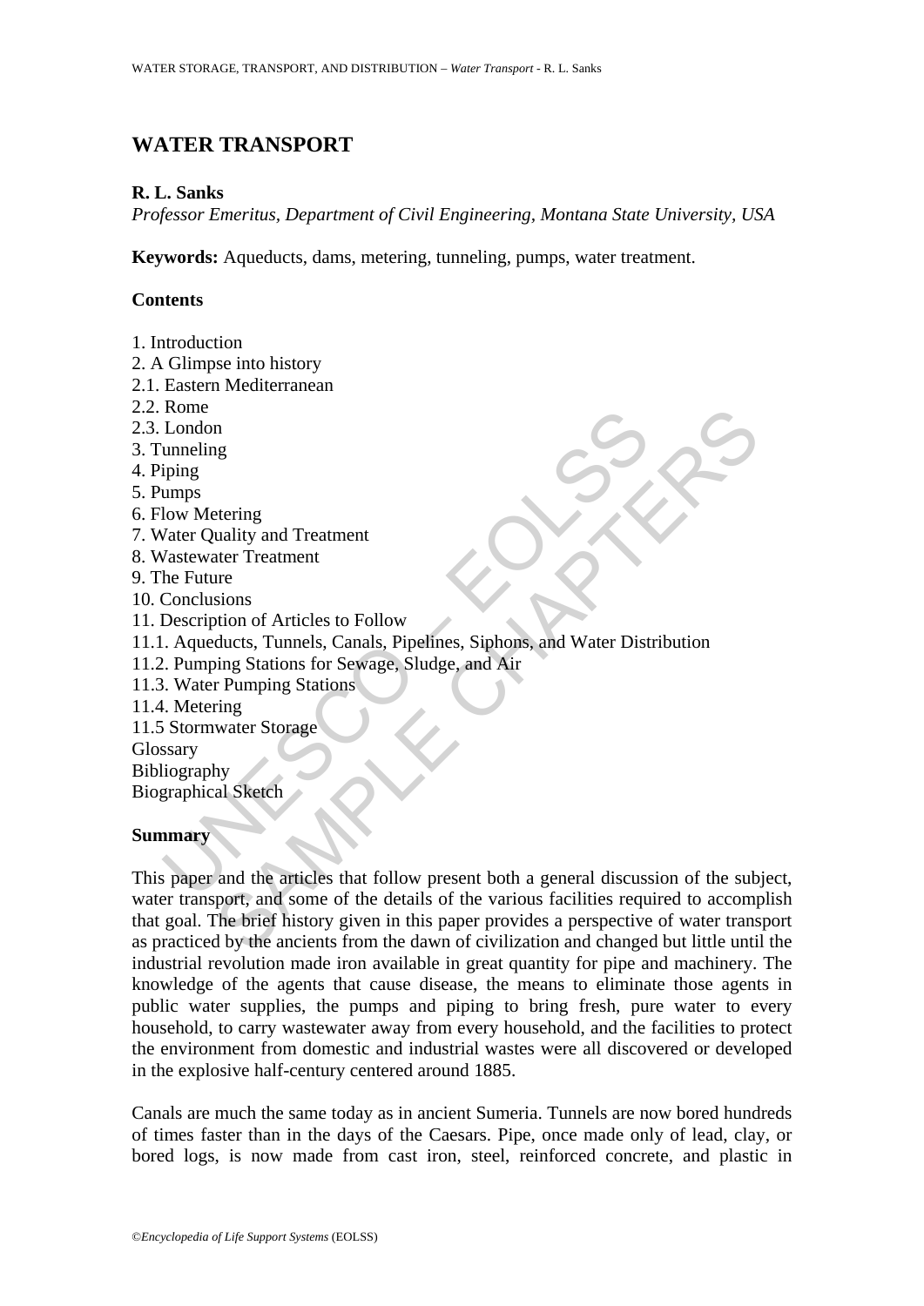# WATER TRANSPORT

**R. L. Sanks**

*Professor Emeritus, Department of Civil Engineering, Montana State University, USA*

**Keywords:** Aqueducts, dams, metering, tunneling, pumps, water treatment.

## Contents

1. Introduction
2. A Glimpse into history
2.1. Eastern Mediterranean
2.2. Rome
2.3. London
3. Tunneling
4. Piping
5. Pumps
6. Flow Metering
7. Water Quality and Treatment
8. Wastewater Treatment
9. The Future
10. Conclusions
11. Description of Articles to Follow
11.1. Aqueducts, Tunnels, Canals, Pipelines, Siphons, and Water Distribution
11.2. Pumping Stations for Sewage, Sludge, and Air
11.3. Water Pumping Stations
11.4. Metering
11.5 Stormwater Storage
Glossary
Bibliography
Biographical Sketch

## Summary

This paper and the articles that follow present both a general discussion of the subject, water transport, and some of the details of the various facilities required to accomplish that goal. The brief history given in this paper provides a perspective of water transport as practiced by the ancients from the dawn of civilization and changed but little until the industrial revolution made iron available in great quantity for pipe and machinery. The knowledge of the agents that cause disease, the means to eliminate those agents in public water supplies, the pumps and piping to bring fresh, pure water to every household, to carry wastewater away from every household, and the facilities to protect the environment from domestic and industrial wastes were all discovered or developed in the explosive half-century centered around 1885.

Canals are much the same today as in ancient Sumeria. Tunnels are now bored hundreds of times faster than in the days of the Caesars. Pipe, once made only of lead, clay, or bored logs, is now made from cast iron, steel, reinforced concrete, and plastic in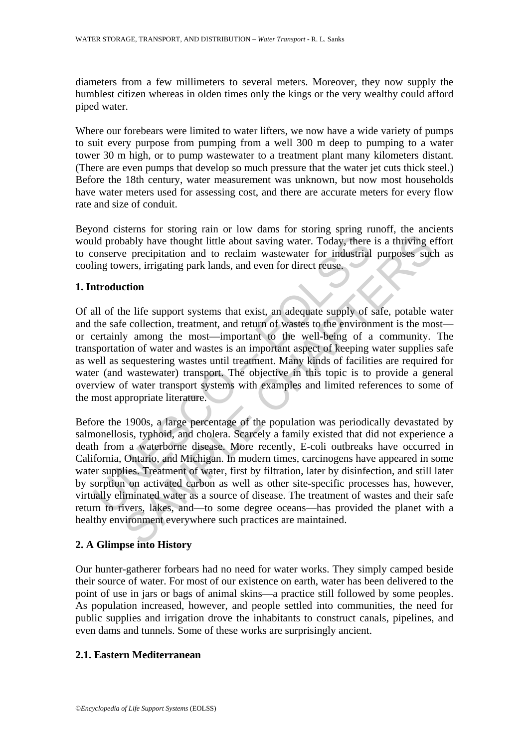diameters from a few millimeters to several meters. Moreover, they now supply the humblest citizen whereas in olden times only the kings or the very wealthy could afford piped water.

Where our forebears were limited to water lifters, we now have a wide variety of pumps to suit every purpose from pumping from a well 300 m deep to pumping to a water tower 30 m high, or to pump wastewater to a treatment plant many kilometers distant. (There are even pumps that develop so much pressure that the water jet cuts thick steel.) Before the 18th century, water measurement was unknown, but now most households have water meters used for assessing cost, and there are accurate meters for every flow rate and size of conduit.

Beyond cisterns for storing rain or low dams for storing spring runoff, the ancients would probably have thought little about saving water. Today, there is a thriving effort to conserve precipitation and to reclaim wastewater for industrial purposes such as cooling towers, irrigating park lands, and even for direct reuse.

## 1. Introduction

Of all of the life support systems that exist, an adequate supply of safe, potable water and the safe collection, treatment, and return of wastes to the environment is the most—or certainly among the most—important to the well-being of a community. The transportation of water and wastes is an important aspect of keeping water supplies safe as well as sequestering wastes until treatment. Many kinds of facilities are required for water (and wastewater) transport. The objective in this topic is to provide a general overview of water transport systems with examples and limited references to some of the most appropriate literature.

Before the 1900s, a large percentage of the population was periodically devastated by salmonellosis, typhoid, and cholera. Scarcely a family existed that did not experience a death from a waterborne disease. More recently, E-coli outbreaks have occurred in California, Ontario, and Michigan. In modern times, carcinogens have appeared in some water supplies. Treatment of water, first by filtration, later by disinfection, and still later by sorption on activated carbon as well as other site-specific processes has, however, virtually eliminated water as a source of disease. The treatment of wastes and their safe return to rivers, lakes, and—to some degree oceans—has provided the planet with a healthy environment everywhere such practices are maintained.

## 2. A Glimpse into History

Our hunter-gatherer forbears had no need for water works. They simply camped beside their source of water. For most of our existence on earth, water has been delivered to the point of use in jars or bags of animal skins—a practice still followed by some peoples. As population increased, however, and people settled into communities, the need for public supplies and irrigation drove the inhabitants to construct canals, pipelines, and even dams and tunnels. Some of these works are surprisingly ancient.

### 2.1. Eastern Mediterranean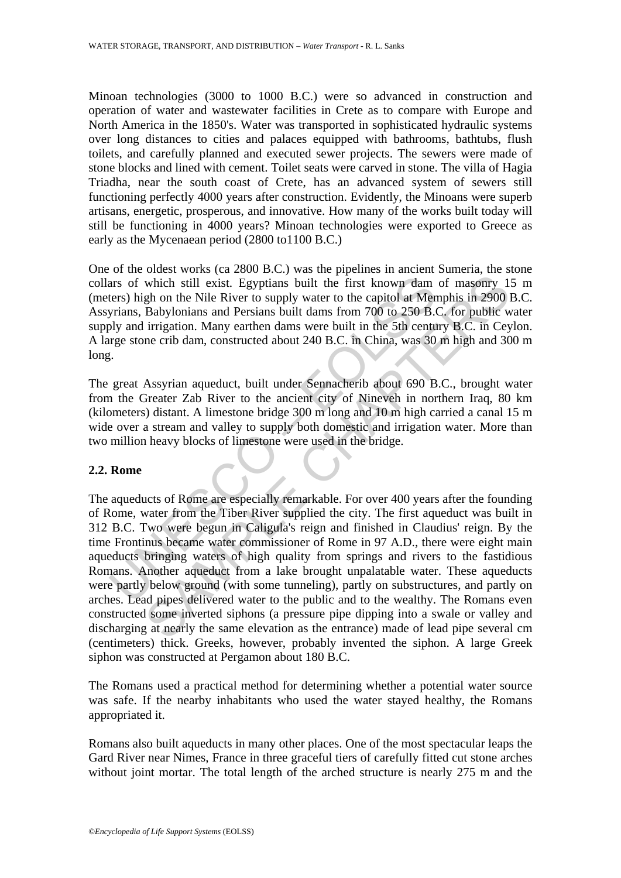Minoan technologies (3000 to 1000 B.C.) were so advanced in construction and operation of water and wastewater facilities in Crete as to compare with Europe and North America in the 1850's. Water was transported in sophisticated hydraulic systems over long distances to cities and palaces equipped with bathrooms, bathtubs, flush toilets, and carefully planned and executed sewer projects. The sewers were made of stone blocks and lined with cement. Toilet seats were carved in stone. The villa of Hagia Triadha, near the south coast of Crete, has an advanced system of sewers still functioning perfectly 4000 years after construction. Evidently, the Minoans were superb artisans, energetic, prosperous, and innovative. How many of the works built today will still be functioning in 4000 years? Minoan technologies were exported to Greece as early as the Mycenaean period (2800 to1100 B.C.)

One of the oldest works (ca 2800 B.C.) was the pipelines in ancient Sumeria, the stone collars of which still exist. Egyptians built the first known dam of masonry 15 m (meters) high on the Nile River to supply water to the capitol at Memphis in 2900 B.C. Assyrians, Babylonians and Persians built dams from 700 to 250 B.C. for public water supply and irrigation. Many earthen dams were built in the 5th century B.C. in Ceylon. A large stone crib dam, constructed about 240 B.C. in China, was 30 m high and 300 m long.

The great Assyrian aqueduct, built under Sennacherib about 690 B.C., brought water from the Greater Zab River to the ancient city of Nineveh in northern Iraq, 80 km (kilometers) distant. A limestone bridge 300 m long and 10 m high carried a canal 15 m wide over a stream and valley to supply both domestic and irrigation water. More than two million heavy blocks of limestone were used in the bridge.

### 2.2. Rome

The aqueducts of Rome are especially remarkable. For over 400 years after the founding of Rome, water from the Tiber River supplied the city. The first aqueduct was built in 312 B.C. Two were begun in Caligula's reign and finished in Claudius' reign. By the time Frontinus became water commissioner of Rome in 97 A.D., there were eight main aqueducts bringing waters of high quality from springs and rivers to the fastidious Romans. Another aqueduct from a lake brought unpalatable water. These aqueducts were partly below ground (with some tunneling), partly on substructures, and partly on arches. Lead pipes delivered water to the public and to the wealthy. The Romans even constructed some inverted siphons (a pressure pipe dipping into a swale or valley and discharging at nearly the same elevation as the entrance) made of lead pipe several cm (centimeters) thick. Greeks, however, probably invented the siphon. A large Greek siphon was constructed at Pergamon about 180 B.C.

The Romans used a practical method for determining whether a potential water source was safe. If the nearby inhabitants who used the water stayed healthy, the Romans appropriated it.

Romans also built aqueducts in many other places. One of the most spectacular leaps the Gard River near Nimes, France in three graceful tiers of carefully fitted cut stone arches without joint mortar. The total length of the arched structure is nearly 275 m and the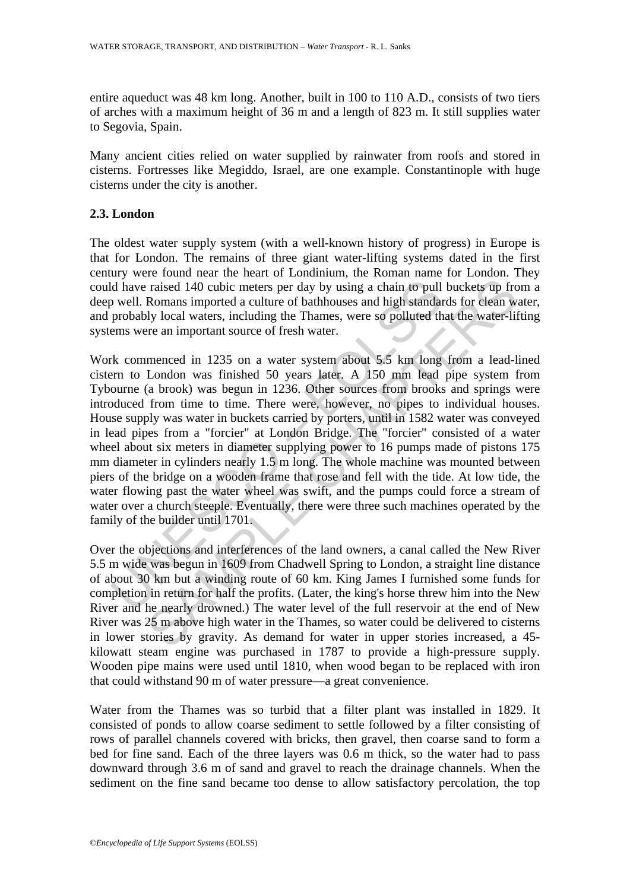entire aqueduct was 48 km long. Another, built in 100 to 110 A.D., consists of two tiers of arches with a maximum height of 36 m and a length of 823 m. It still supplies water to Segovia, Spain.

Many ancient cities relied on water supplied by rainwater from roofs and stored in cisterns. Fortresses like Megiddo, Israel, are one example. Constantinople with huge cisterns under the city is another.

### 2.3. London

The oldest water supply system (with a well-known history of progress) in Europe is that for London. The remains of three giant water-lifting systems dated in the first century were found near the heart of Londinium, the Roman name for London. They could have raised 140 cubic meters per day by using a chain to pull buckets up from a deep well. Romans imported a culture of bathhouses and high standards for clean water, and probably local waters, including the Thames, were so polluted that the water-lifting systems were an important source of fresh water.

Work commenced in 1235 on a water system about 5.5 km long from a lead-lined cistern to London was finished 50 years later. A 150 mm lead pipe system from Tybourne (a brook) was begun in 1236. Other sources from brooks and springs were introduced from time to time. There were, however, no pipes to individual houses. House supply was water in buckets carried by porters, until in 1582 water was conveyed in lead pipes from a "forcier" at London Bridge. The "forcier" consisted of a water wheel about six meters in diameter supplying power to 16 pumps made of pistons 175 mm diameter in cylinders nearly 1.5 m long. The whole machine was mounted between piers of the bridge on a wooden frame that rose and fell with the tide. At low tide, the water flowing past the water wheel was swift, and the pumps could force a stream of water over a church steeple. Eventually, there were three such machines operated by the family of the builder until 1701.

Over the objections and interferences of the land owners, a canal called the New River 5.5 m wide was begun in 1609 from Chadwell Spring to London, a straight line distance of about 30 km but a winding route of 60 km. King James I furnished some funds for completion in return for half the profits. (Later, the king's horse threw him into the New River and he nearly drowned.) The water level of the full reservoir at the end of New River was 25 m above high water in the Thames, so water could be delivered to cisterns in lower stories by gravity. As demand for water in upper stories increased, a 45-kilowatt steam engine was purchased in 1787 to provide a high-pressure supply. Wooden pipe mains were used until 1810, when wood began to be replaced with iron that could withstand 90 m of water pressure—a great convenience.

Water from the Thames was so turbid that a filter plant was installed in 1829. It consisted of ponds to allow coarse sediment to settle followed by a filter consisting of rows of parallel channels covered with bricks, then gravel, then coarse sand to form a bed for fine sand. Each of the three layers was 0.6 m thick, so the water had to pass downward through 3.6 m of sand and gravel to reach the drainage channels. When the sediment on the fine sand became too dense to allow satisfactory percolation, the top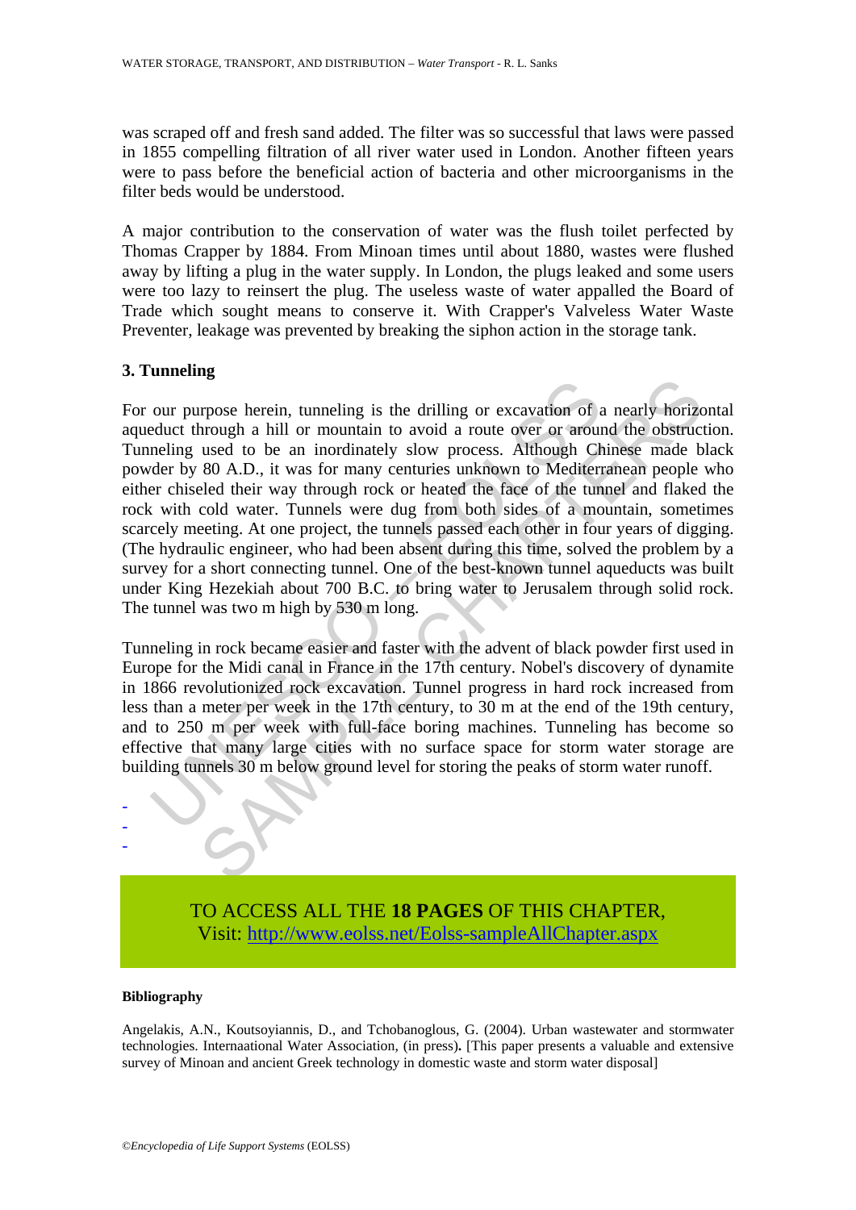was scraped off and fresh sand added. The filter was so successful that laws were passed in 1855 compelling filtration of all river water used in London. Another fifteen years were to pass before the beneficial action of bacteria and other microorganisms in the filter beds would be understood.

A major contribution to the conservation of water was the flush toilet perfected by Thomas Crapper by 1884. From Minoan times until about 1880, wastes were flushed away by lifting a plug in the water supply. In London, the plugs leaked and some users were too lazy to reinsert the plug. The useless waste of water appalled the Board of Trade which sought means to conserve it. With Crapper's Valveless Water Waste Preventer, leakage was prevented by breaking the siphon action in the storage tank.

## 3. Tunneling

For our purpose herein, tunneling is the drilling or excavation of a nearly horizontal aqueduct through a hill or mountain to avoid a route over or around the obstruction. Tunneling used to be an inordinately slow process. Although Chinese made black powder by 80 A.D., it was for many centuries unknown to Mediterranean people who either chiseled their way through rock or heated the face of the tunnel and flaked the rock with cold water. Tunnels were dug from both sides of a mountain, sometimes scarcely meeting. At one project, the tunnels passed each other in four years of digging. (The hydraulic engineer, who had been absent during this time, solved the problem by a survey for a short connecting tunnel. One of the best-known tunnel aqueducts was built under King Hezekiah about 700 B.C. to bring water to Jerusalem through solid rock. The tunnel was two m high by 530 m long.

Tunneling in rock became easier and faster with the advent of black powder first used in Europe for the Midi canal in France in the 17th century. Nobel's discovery of dynamite in 1866 revolutionized rock excavation. Tunnel progress in hard rock increased from less than a meter per week in the 17th century, to 30 m at the end of the 19th century, and to 250 m per week with full-face boring machines. Tunneling has become so effective that many large cities with no surface space for storm water storage are building tunnels 30 m below ground level for storing the peaks of storm water runoff.

-
-
-

TO ACCESS ALL THE **18 PAGES** OF THIS CHAPTER,
Visit: http://www.eolss.net/Eolss-sampleAllChapter.aspx

**Bibliography**

Angelakis, A.N., Koutsoyiannis, D., and Tchobanoglous, G. (2004). Urban wastewater and stormwater technologies. Internaational Water Association, (in press)**.** [This paper presents a valuable and extensive survey of Minoan and ancient Greek technology in domestic waste and storm water disposal]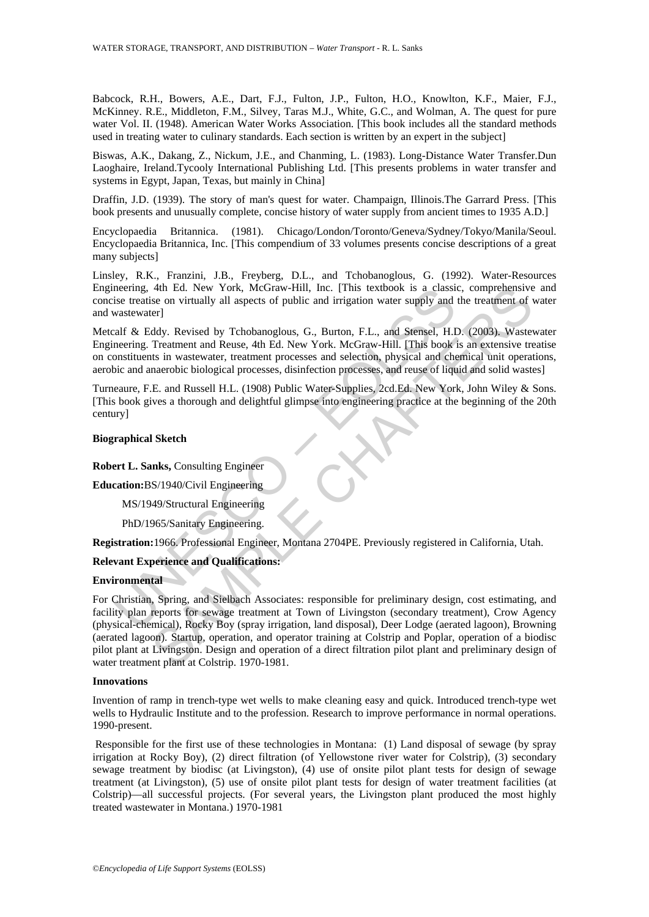Babcock, R.H., Bowers, A.E., Dart, F.J., Fulton, J.P., Fulton, H.O., Knowlton, K.F., Maier, F.J., McKinney. R.E., Middleton, F.M., Silvey, Taras M.J., White, G.C., and Wolman, A. The quest for pure water Vol. II. (1948). American Water Works Association. [This book includes all the standard methods used in treating water to culinary standards. Each section is written by an expert in the subject]

Biswas, A.K., Dakang, Z., Nickum, J.E., and Chanming, L. (1983). Long-Distance Water Transfer.Dun Laoghaire, Ireland.Tycooly International Publishing Ltd. [This presents problems in water transfer and systems in Egypt, Japan, Texas, but mainly in China]

Draffin, J.D. (1939). The story of man's quest for water. Champaign, Illinois.The Garrard Press. [This book presents and unusually complete, concise history of water supply from ancient times to 1935 A.D.]

Encyclopaedia Britannica. (1981). Chicago/London/Toronto/Geneva/Sydney/Tokyo/Manila/Seoul. Encyclopaedia Britannica, Inc. [This compendium of 33 volumes presents concise descriptions of a great many subjects]

Linsley, R.K., Franzini, J.B., Freyberg, D.L., and Tchobanoglous, G. (1992). Water-Resources Engineering, 4th Ed. New York, McGraw-Hill, Inc. [This textbook is a classic, comprehensive and concise treatise on virtually all aspects of public and irrigation water supply and the treatment of water and wastewater]

Metcalf & Eddy. Revised by Tchobanoglous, G., Burton, F.L., and Stensel, H.D. (2003). Wastewater Engineering. Treatment and Reuse, 4th Ed. New York. McGraw-Hill. [This book is an extensive treatise on constituents in wastewater, treatment processes and selection, physical and chemical unit operations, aerobic and anaerobic biological processes, disinfection processes, and reuse of liquid and solid wastes]

Turneaure, F.E. and Russell H.L. (1908) Public Water-Supplies, 2cd.Ed. New York, John Wiley & Sons. [This book gives a thorough and delightful glimpse into engineering practice at the beginning of the 20th century]

**Biographical Sketch**

**Robert L. Sanks,** Consulting Engineer

**Education:**BS/1940/Civil Engineering

MS/1949/Structural Engineering

PhD/1965/Sanitary Engineering.

**Registration:**1966. Professional Engineer, Montana 2704PE. Previously registered in California, Utah.

**Relevant Experience and Qualifications:**

**Environmental**

For Christian, Spring, and Sielbach Associates: responsible for preliminary design, cost estimating, and facility plan reports for sewage treatment at Town of Livingston (secondary treatment), Crow Agency (physical-chemical), Rocky Boy (spray irrigation, land disposal), Deer Lodge (aerated lagoon), Browning (aerated lagoon). Startup, operation, and operator training at Colstrip and Poplar, operation of a biodisc pilot plant at Livingston. Design and operation of a direct filtration pilot plant and preliminary design of water treatment plant at Colstrip. 1970-1981.

**Innovations**

Invention of ramp in trench-type wet wells to make cleaning easy and quick. Introduced trench-type wet wells to Hydraulic Institute and to the profession. Research to improve performance in normal operations. 1990-present.

Responsible for the first use of these technologies in Montana: (1) Land disposal of sewage (by spray irrigation at Rocky Boy), (2) direct filtration (of Yellowstone river water for Colstrip), (3) secondary sewage treatment by biodisc (at Livingston), (4) use of onsite pilot plant tests for design of sewage treatment (at Livingston), (5) use of onsite pilot plant tests for design of water treatment facilities (at Colstrip)—all successful projects. (For several years, the Livingston plant produced the most highly treated wastewater in Montana.) 1970-1981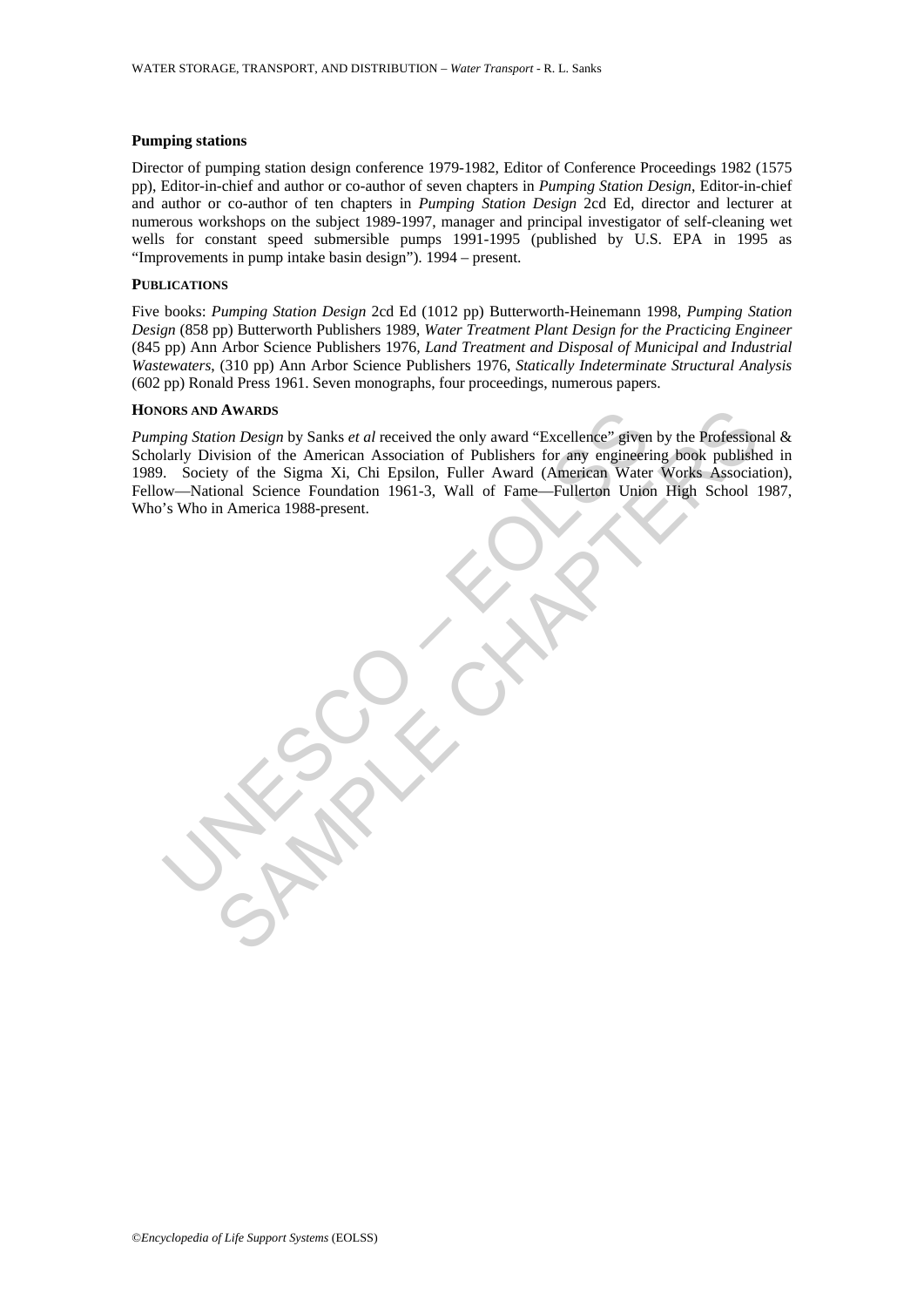### Pumping stations

Director of pumping station design conference 1979-1982, Editor of Conference Proceedings 1982 (1575 pp), Editor-in-chief and author or co-author of seven chapters in *Pumping Station Design*, Editor-in-chief and author or co-author of ten chapters in *Pumping Station Design* 2cd Ed, director and lecturer at numerous workshops on the subject 1989-1997, manager and principal investigator of self-cleaning wet wells for constant speed submersible pumps 1991-1995 (published by U.S. EPA in 1995 as "Improvements in pump intake basin design"). 1994 – present.

### PUBLICATIONS

Five books: *Pumping Station Design* 2cd Ed (1012 pp) Butterworth-Heinemann 1998, *Pumping Station Design* (858 pp) Butterworth Publishers 1989, *Water Treatment Plant Design for the Practicing Engineer* (845 pp) Ann Arbor Science Publishers 1976, *Land Treatment and Disposal of Municipal and Industrial Wastewaters*, (310 pp) Ann Arbor Science Publishers 1976, *Statically Indeterminate Structural Analysis* (602 pp) Ronald Press 1961. Seven monographs, four proceedings, numerous papers.

### HONORS AND AWARDS

*Pumping Station Design* by Sanks *et al* received the only award "Excellence" given by the Professional & Scholarly Division of the American Association of Publishers for any engineering book published in 1989. Society of the Sigma Xi, Chi Epsilon, Fuller Award (American Water Works Association), Fellow—National Science Foundation 1961-3, Wall of Fame—Fullerton Union High School 1987, Who's Who in America 1988-present.